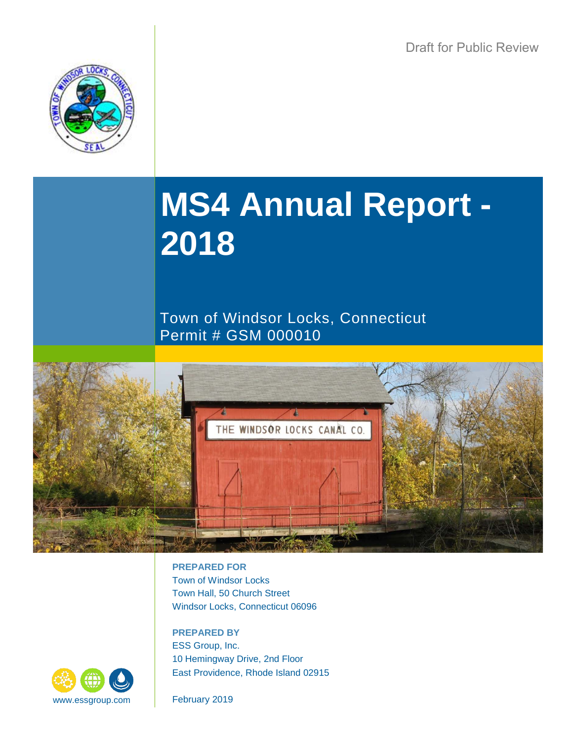Draft for Public Review

# MS4 Annual Report - 2018

Town of Windsor Locks, Connecticut
Permit # GSM 000010

**PREPARED FOR**
Town of Windsor Locks
Town Hall, 50 Church Street
Windsor Locks, Connecticut 06096

**PREPARED BY**
ESS Group, Inc.
10 Hemingway Drive, 2nd Floor
East Providence, Rhode Island 02915

www.essgroup.com

February 2019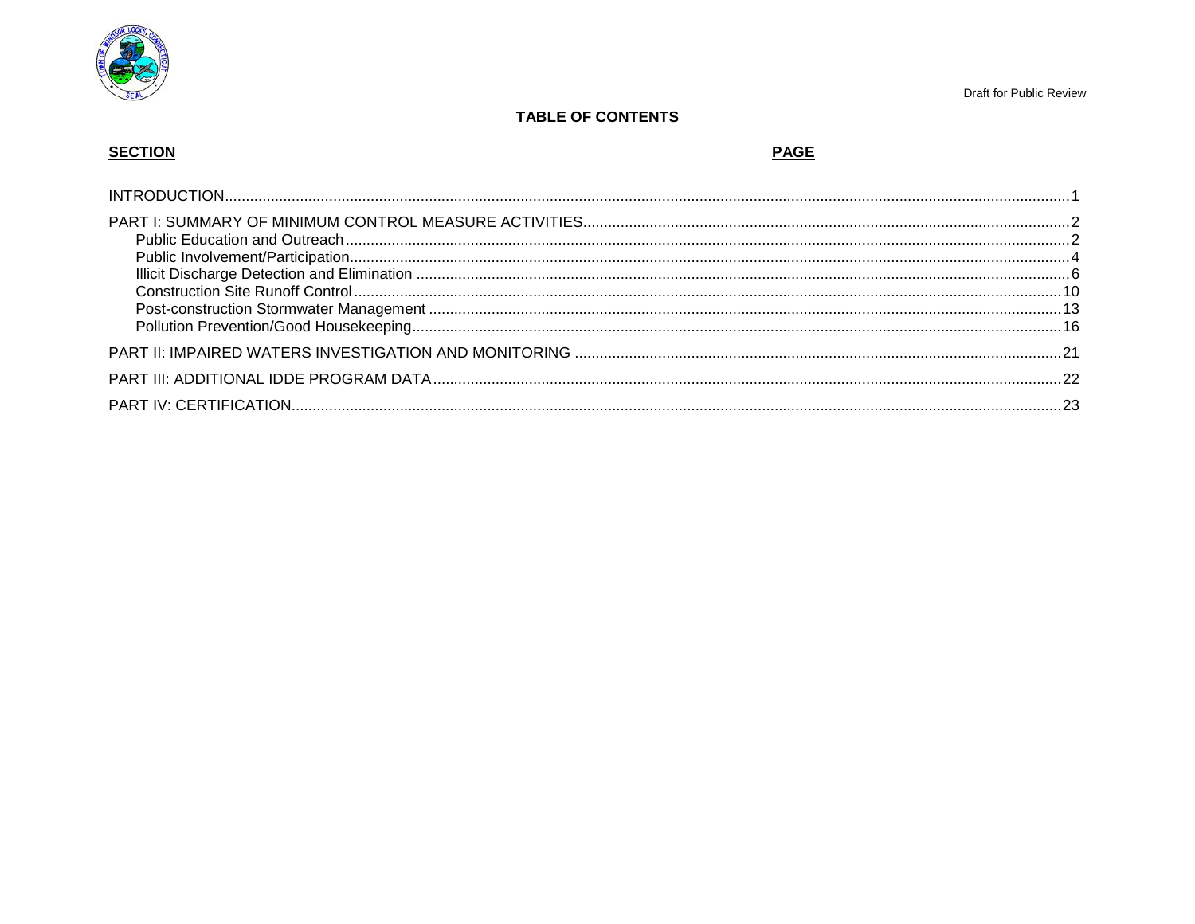Draft for Public Review

# TABLE OF CONTENTS

| SECTION | PAGE |
| --- | --- |
| INTRODUCTION | 1 |
| PART I: SUMMARY OF MINIMUM CONTROL MEASURE ACTIVITIES | 2 |
| Public Education and Outreach | 2 |
| Public Involvement/Participation | 4 |
| Illicit Discharge Detection and Elimination | 6 |
| Construction Site Runoff Control | 10 |
| Post-construction Stormwater Management | 13 |
| Pollution Prevention/Good Housekeeping | 16 |
| PART II: IMPAIRED WATERS INVESTIGATION AND MONITORING | 21 |
| PART III: ADDITIONAL IDDE PROGRAM DATA | 22 |
| PART IV: CERTIFICATION | 23 |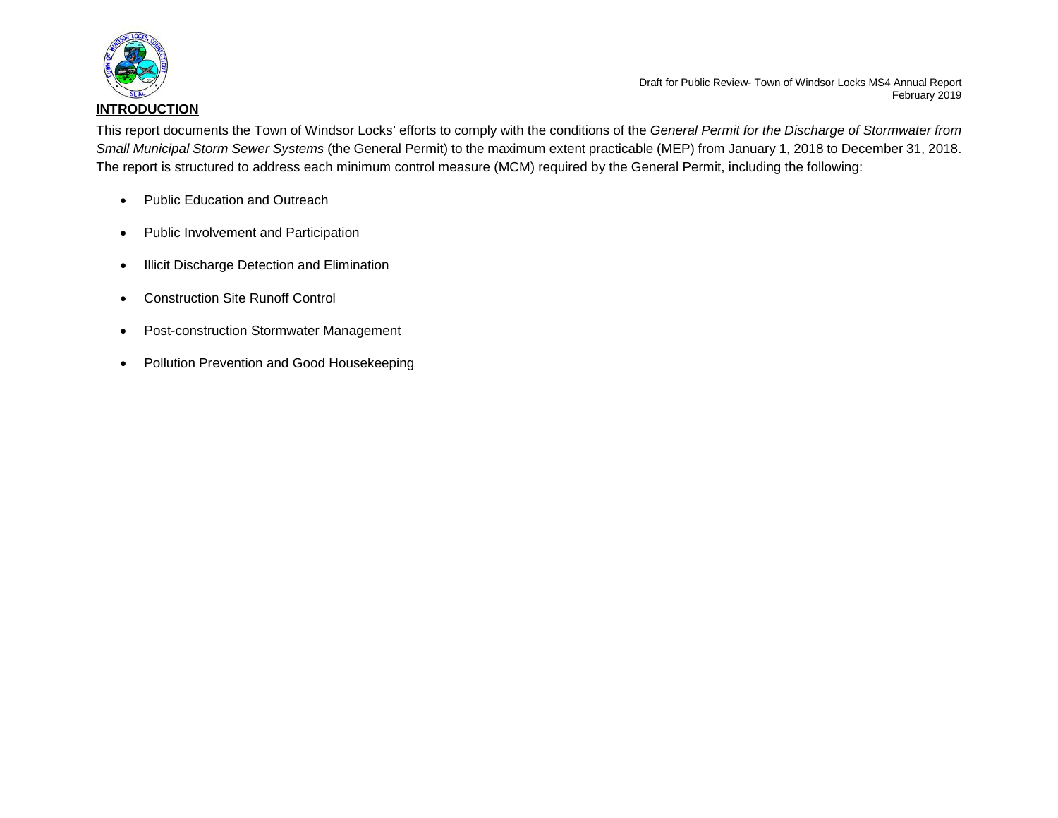## INTRODUCTION

This report documents the Town of Windsor Locks' efforts to comply with the conditions of the *General Permit for the Discharge of Stormwater from Small Municipal Storm Sewer Systems* (the General Permit) to the maximum extent practicable (MEP) from January 1, 2018 to December 31, 2018. The report is structured to address each minimum control measure (MCM) required by the General Permit, including the following:

- Public Education and Outreach
- Public Involvement and Participation
- Illicit Discharge Detection and Elimination
- Construction Site Runoff Control
- Post-construction Stormwater Management
- Pollution Prevention and Good Housekeeping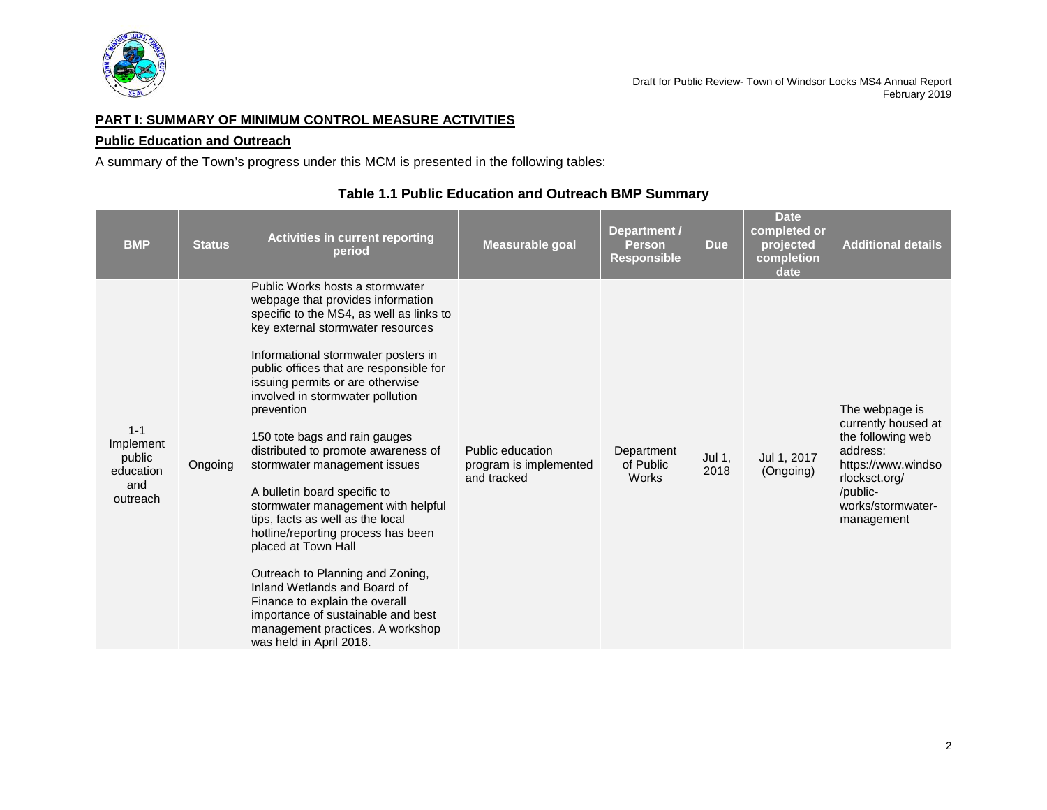## PART I: SUMMARY OF MINIMUM CONTROL MEASURE ACTIVITIES

### Public Education and Outreach

A summary of the Town's progress under this MCM is presented in the following tables:

**Table 1.1 Public Education and Outreach BMP Summary**

| BMP | Status | Activities in current reporting period | Measurable goal | Department / Person Responsible | Due | Date completed or projected completion date | Additional details |
|---|---|---|---|---|---|---|---|
| 1-1 Implement public education and outreach | Ongoing | Public Works hosts a stormwater webpage that provides information specific to the MS4, as well as links to key external stormwater resources<br><br>Informational stormwater posters in public offices that are responsible for issuing permits or are otherwise involved in stormwater pollution prevention<br><br>150 tote bags and rain gauges distributed to promote awareness of stormwater management issues<br><br>A bulletin board specific to stormwater management with helpful tips, facts as well as the local hotline/reporting process has been placed at Town Hall<br><br>Outreach to Planning and Zoning, Inland Wetlands and Board of Finance to explain the overall importance of sustainable and best management practices. A workshop was held in April 2018. | Public education program is implemented and tracked | Department of Public Works | Jul 1, 2018 | Jul 1, 2017 (Ongoing) | The webpage is currently housed at the following web address: https://www.windsorlocksct.org//public-works/stormwater-management |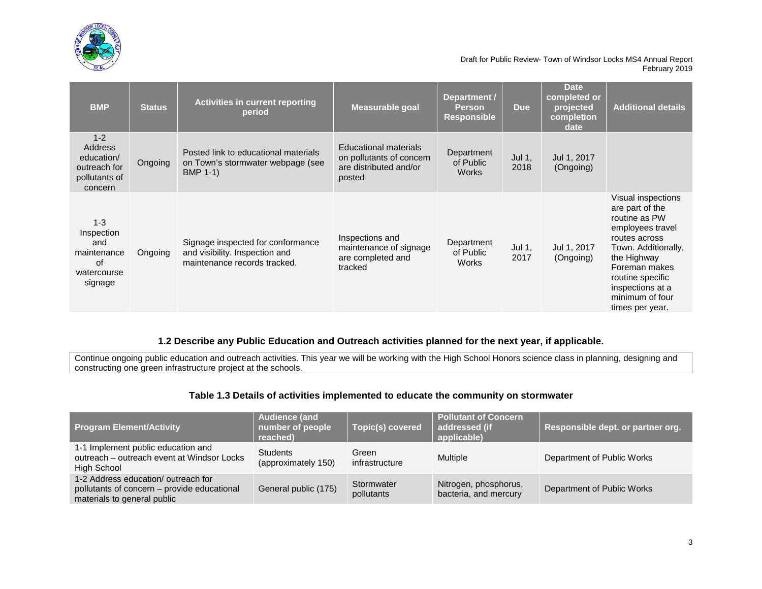| BMP | Status | Activities in current reporting period | Measurable goal | Department / Person Responsible | Due | Date completed or projected completion date | Additional details |
|---|---|---|---|---|---|---|---|
| 1-2 Address education/ outreach for pollutants of concern | Ongoing | Posted link to educational materials on Town's stormwater webpage (see BMP 1-1) | Educational materials on pollutants of concern are distributed and/or posted | Department of Public Works | Jul 1, 2018 | Jul 1, 2017 (Ongoing) | |
| 1-3 Inspection and maintenance of watercourse signage | Ongoing | Signage inspected for conformance and visibility. Inspection and maintenance records tracked. | Inspections and maintenance of signage are completed and tracked | Department of Public Works | Jul 1, 2017 | Jul 1, 2017 (Ongoing) | Visual inspections are part of the routine as PW employees travel routes across Town. Additionally, the Highway Foreman makes routine specific inspections at a minimum of four times per year. |

### 1.2 Describe any Public Education and Outreach activities planned for the next year, if applicable.

Continue ongoing public education and outreach activities. This year we will be working with the High School Honors science class in planning, designing and constructing one green infrastructure project at the schools.

### Table 1.3 Details of activities implemented to educate the community on stormwater

| Program Element/Activity | Audience (and number of people reached) | Topic(s) covered | Pollutant of Concern addressed (if applicable) | Responsible dept. or partner org. |
|---|---|---|---|---|
| 1-1 Implement public education and outreach – outreach event at Windsor Locks High School | Students (approximately 150) | Green infrastructure | Multiple | Department of Public Works |
| 1-2 Address education/ outreach for pollutants of concern – provide educational materials to general public | General public (175) | Stormwater pollutants | Nitrogen, phosphorus, bacteria, and mercury | Department of Public Works |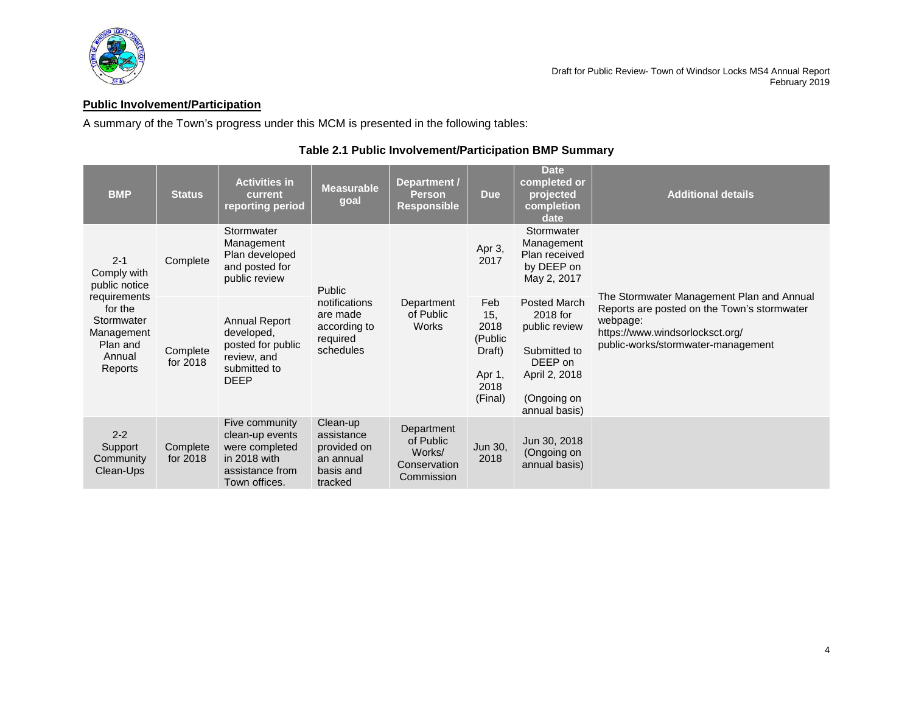## Public Involvement/Participation

A summary of the Town's progress under this MCM is presented in the following tables:

**Table 2.1 Public Involvement/Participation BMP Summary**

| BMP | Status | Activities in current reporting period | Measurable goal | Department / Person Responsible | Due | Date completed or projected completion date | Additional details |
|---|---|---|---|---|---|---|---|
| 2-1 Comply with public notice requirements for the Stormwater Management Plan and Annual Reports | Complete | Stormwater Management Plan developed and posted for public review | Public notifications are made according to required schedules | Department of Public Works | Apr 3, 2017 | Stormwater Management Plan received by DEEP on May 2, 2017 | The Stormwater Management Plan and Annual Reports are posted on the Town's stormwater webpage: https://www.windsorlocksct.org/public-works/stormwater-management |
| | Complete for 2018 | Annual Report developed, posted for public review, and submitted to DEEP | | | Feb 15, 2018 (Public Draft)<br><br>Apr 1, 2018 (Final) | Posted March 2018 for public review<br><br>Submitted to DEEP on April 2, 2018<br><br>(Ongoing on annual basis) | |
| 2-2 Support Community Clean-Ups | Complete for 2018 | Five community clean-up events were completed in 2018 with assistance from Town offices. | Clean-up assistance provided on an annual basis and tracked | Department of Public Works/ Conservation Commission | Jun 30, 2018 | Jun 30, 2018 (Ongoing on annual basis) | |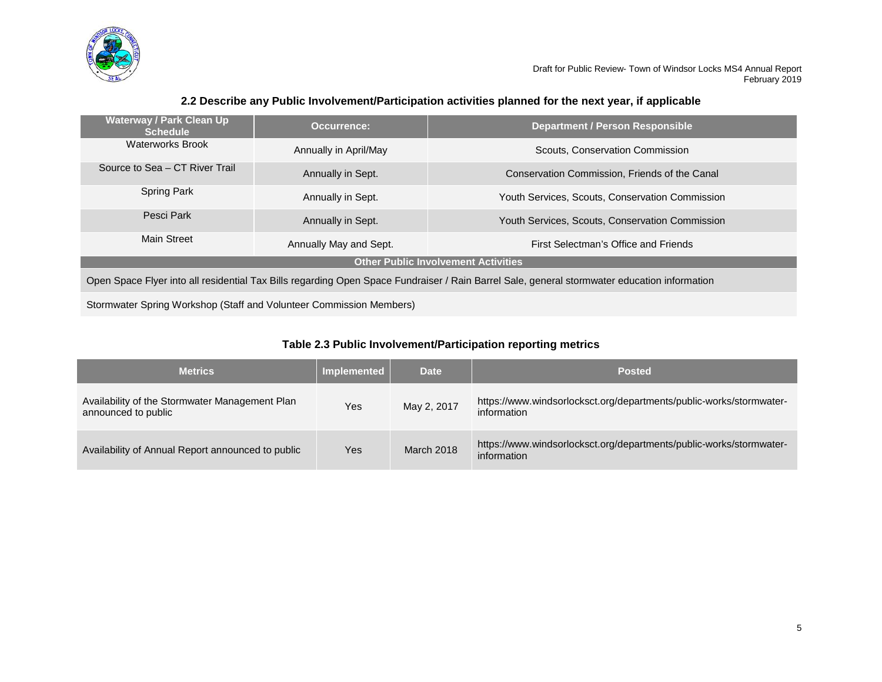## 2.2 Describe any Public Involvement/Participation activities planned for the next year, if applicable

| Waterway / Park Clean Up Schedule | Occurrence: | Department / Person Responsible |
|---|---|---|
| Waterworks Brook | Annually in April/May | Scouts, Conservation Commission |
| Source to Sea – CT River Trail | Annually in Sept. | Conservation Commission, Friends of the Canal |
| Spring Park | Annually in Sept. | Youth Services, Scouts, Conservation Commission |
| Pesci Park | Annually in Sept. | Youth Services, Scouts, Conservation Commission |
| Main Street | Annually May and Sept. | First Selectman's Office and Friends |
| **Other Public Involvement Activities** | | |
| Open Space Flyer into all residential Tax Bills regarding Open Space Fundraiser / Rain Barrel Sale, general stormwater education information | | |
| Stormwater Spring Workshop (Staff and Volunteer Commission Members) | | |

## Table 2.3 Public Involvement/Participation reporting metrics

| Metrics | Implemented | Date | Posted |
|---|---|---|---|
| Availability of the Stormwater Management Plan announced to public | Yes | May 2, 2017 | https://www.windsorlocksct.org/departments/public-works/stormwater-information |
| Availability of Annual Report announced to public | Yes | March 2018 | https://www.windsorlocksct.org/departments/public-works/stormwater-information |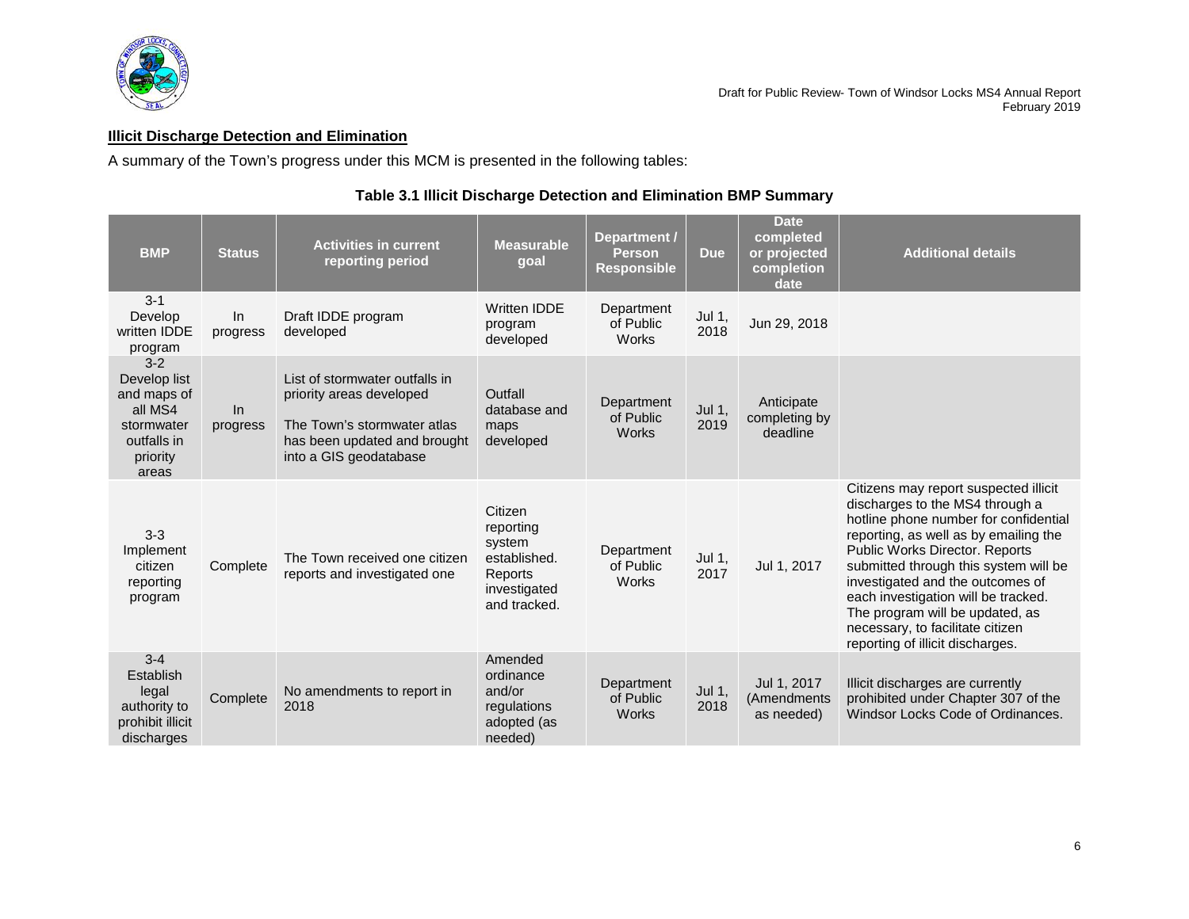## Illicit Discharge Detection and Elimination

A summary of the Town's progress under this MCM is presented in the following tables:

**Table 3.1 Illicit Discharge Detection and Elimination BMP Summary**

| BMP | Status | Activities in current reporting period | Measurable goal | Department / Person Responsible | Due | Date completed or projected completion date | Additional details |
|---|---|---|---|---|---|---|---|
| 3-1 Develop written IDDE program | In progress | Draft IDDE program developed | Written IDDE program developed | Department of Public Works | Jul 1, 2018 | Jun 29, 2018 | |
| 3-2 Develop list and maps of all MS4 stormwater outfalls in priority areas | In progress | List of stormwater outfalls in priority areas developed<br><br>The Town's stormwater atlas has been updated and brought into a GIS geodatabase | Outfall database and maps developed | Department of Public Works | Jul 1, 2019 | Anticipate completing by deadline | |
| 3-3 Implement citizen reporting program | Complete | The Town received one citizen reports and investigated one | Citizen reporting system established. Reports investigated and tracked. | Department of Public Works | Jul 1, 2017 | Jul 1, 2017 | Citizens may report suspected illicit discharges to the MS4 through a hotline phone number for confidential reporting, as well as by emailing the Public Works Director. Reports submitted through this system will be investigated and the outcomes of each investigation will be tracked. The program will be updated, as necessary, to facilitate citizen reporting of illicit discharges. |
| 3-4 Establish legal authority to prohibit illicit discharges | Complete | No amendments to report in 2018 | Amended ordinance and/or regulations adopted (as needed) | Department of Public Works | Jul 1, 2018 | Jul 1, 2017 (Amendments as needed) | Illicit discharges are currently prohibited under Chapter 307 of the Windsor Locks Code of Ordinances. |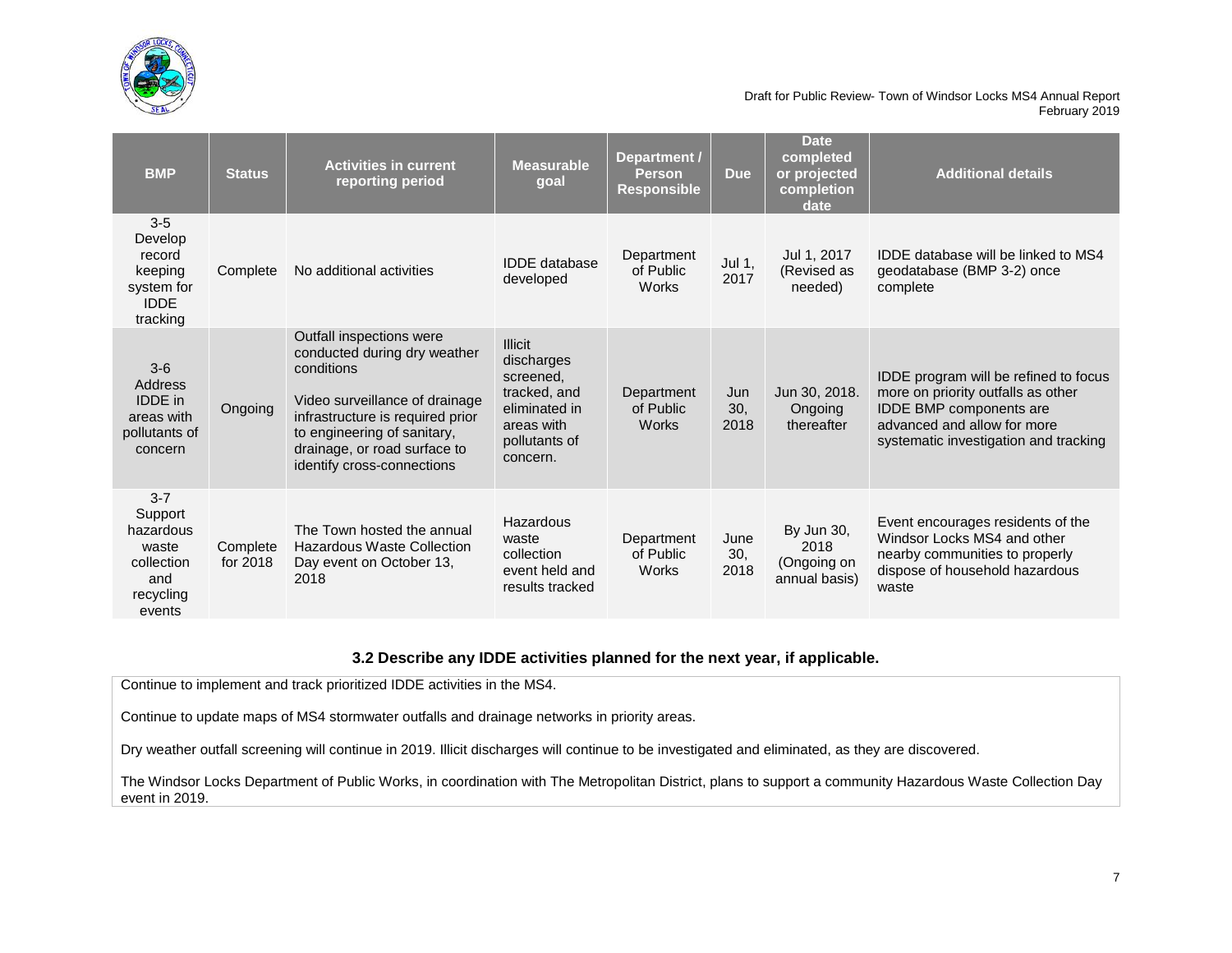| BMP | Status | Activities in current reporting period | Measurable goal | Department / Person Responsible | Due | Date completed or projected completion date | Additional details |
|---|---|---|---|---|---|---|---|
| 3-5 Develop record keeping system for IDDE tracking | Complete | No additional activities | IDDE database developed | Department of Public Works | Jul 1, 2017 | Jul 1, 2017 (Revised as needed) | IDDE database will be linked to MS4 geodatabase (BMP 3-2) once complete |
| 3-6 Address IDDE in areas with pollutants of concern | Ongoing | Outfall inspections were conducted during dry weather conditions<br><br>Video surveillance of drainage infrastructure is required prior to engineering of sanitary, drainage, or road surface to identify cross-connections | Illicit discharges screened, tracked, and eliminated in areas with pollutants of concern. | Department of Public Works | Jun 30, 2018 | Jun 30, 2018. Ongoing thereafter | IDDE program will be refined to focus more on priority outfalls as other IDDE BMP components are advanced and allow for more systematic investigation and tracking |
| 3-7 Support hazardous waste collection and recycling events | Complete for 2018 | The Town hosted the annual Hazardous Waste Collection Day event on October 13, 2018 | Hazardous waste collection event held and results tracked | Department of Public Works | June 30, 2018 | By Jun 30, 2018 (Ongoing on annual basis) | Event encourages residents of the Windsor Locks MS4 and other nearby communities to properly dispose of household hazardous waste |

### 3.2 Describe any IDDE activities planned for the next year, if applicable.

Continue to implement and track prioritized IDDE activities in the MS4.

Continue to update maps of MS4 stormwater outfalls and drainage networks in priority areas.

Dry weather outfall screening will continue in 2019. Illicit discharges will continue to be investigated and eliminated, as they are discovered.

The Windsor Locks Department of Public Works, in coordination with The Metropolitan District, plans to support a community Hazardous Waste Collection Day event in 2019.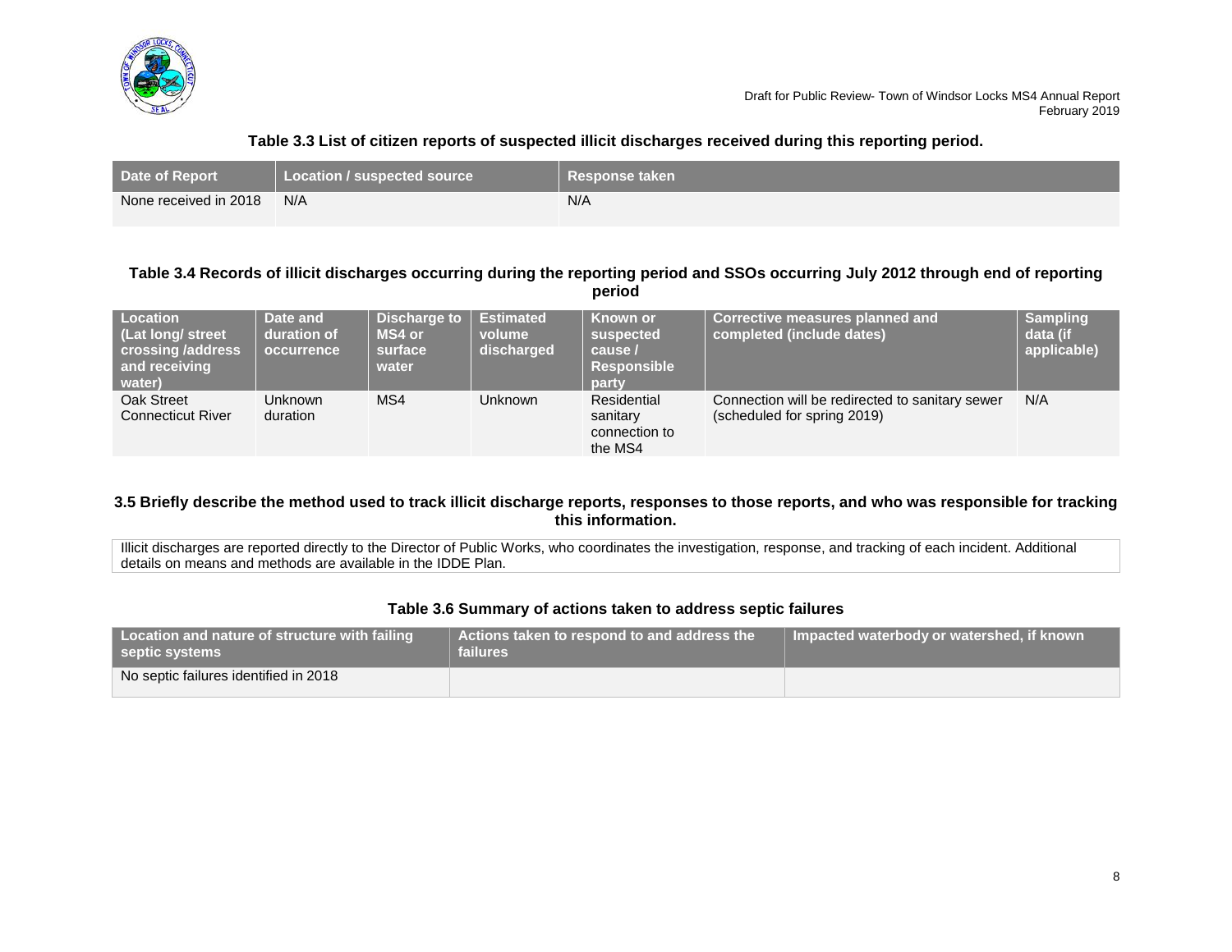**Table 3.3 List of citizen reports of suspected illicit discharges received during this reporting period.**

| Date of Report | Location / suspected source | Response taken |
|---|---|---|
| None received in 2018 | N/A | N/A |

**Table 3.4 Records of illicit discharges occurring during the reporting period and SSOs occurring July 2012 through end of reporting period**

| Location (Lat long/ street crossing /address and receiving water) | Date and duration of occurrence | Discharge to MS4 or surface water | Estimated volume discharged | Known or suspected cause / Responsible party | Corrective measures planned and completed (include dates) | Sampling data (if applicable) |
|---|---|---|---|---|---|---|
| Oak Street Connecticut River | Unknown duration | MS4 | Unknown | Residential sanitary connection to the MS4 | Connection will be redirected to sanitary sewer (scheduled for spring 2019) | N/A |

**3.5 Briefly describe the method used to track illicit discharge reports, responses to those reports, and who was responsible for tracking this information.**

Illicit discharges are reported directly to the Director of Public Works, who coordinates the investigation, response, and tracking of each incident. Additional details on means and methods are available in the IDDE Plan.

**Table 3.6 Summary of actions taken to address septic failures**

| Location and nature of structure with failing septic systems | Actions taken to respond to and address the failures | Impacted waterbody or watershed, if known |
|---|---|---|
| No septic failures identified in 2018 | | |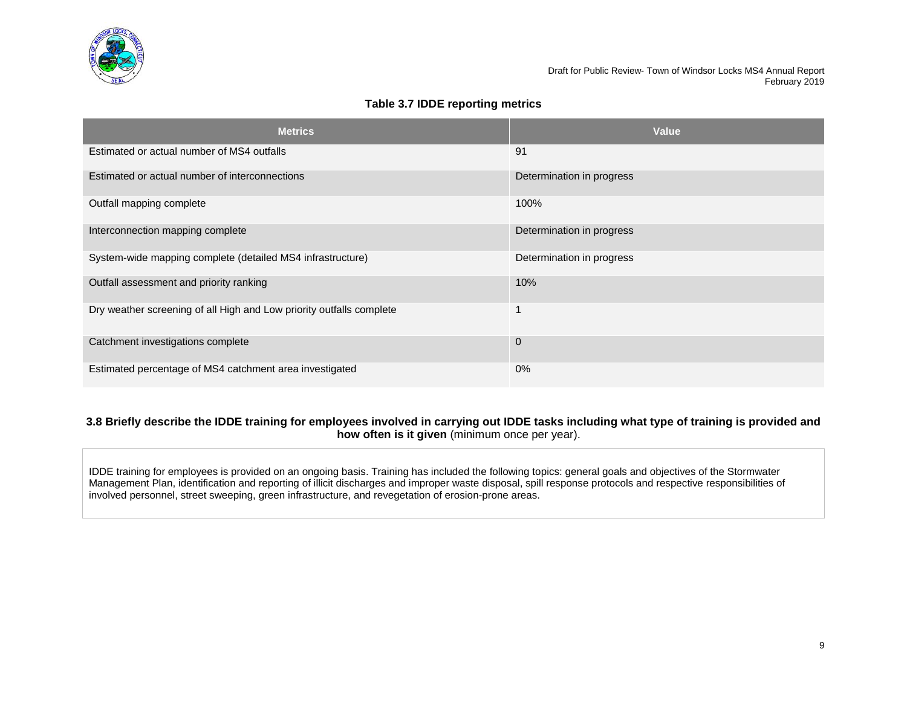**Table 3.7 IDDE reporting metrics**

| Metrics | Value |
| --- | --- |
| Estimated or actual number of MS4 outfalls | 91 |
| Estimated or actual number of interconnections | Determination in progress |
| Outfall mapping complete | 100% |
| Interconnection mapping complete | Determination in progress |
| System-wide mapping complete (detailed MS4 infrastructure) | Determination in progress |
| Outfall assessment and priority ranking | 10% |
| Dry weather screening of all High and Low priority outfalls complete | 1 |
| Catchment investigations complete | 0 |
| Estimated percentage of MS4 catchment area investigated | 0% |

### 3.8 Briefly describe the IDDE training for employees involved in carrying out IDDE tasks including what type of training is provided and how often is it given (minimum once per year).

IDDE training for employees is provided on an ongoing basis. Training has included the following topics: general goals and objectives of the Stormwater Management Plan, identification and reporting of illicit discharges and improper waste disposal, spill response protocols and respective responsibilities of involved personnel, street sweeping, green infrastructure, and revegetation of erosion-prone areas.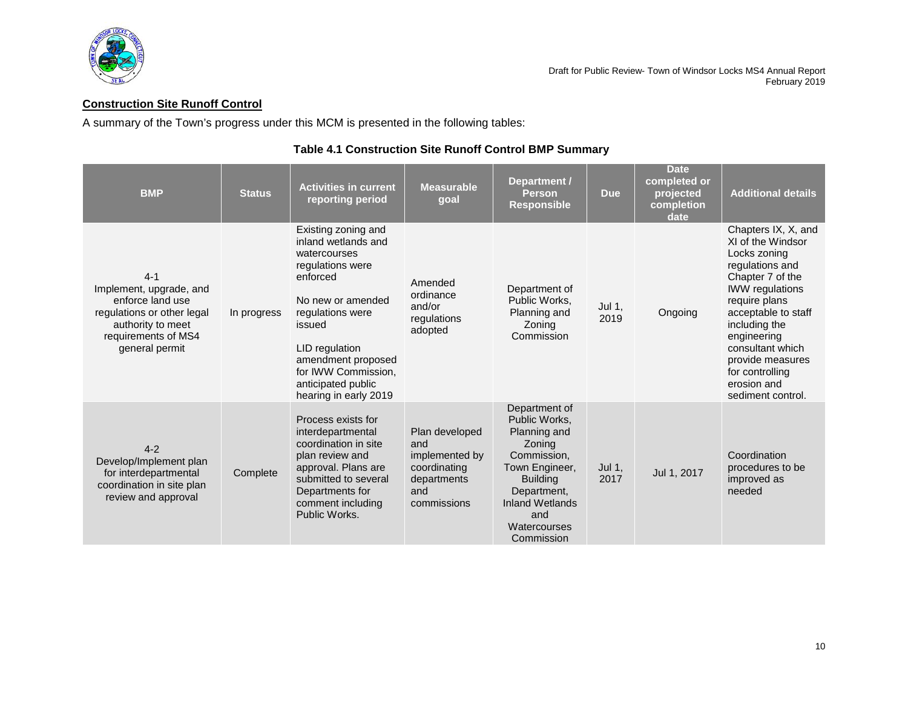## Construction Site Runoff Control

A summary of the Town's progress under this MCM is presented in the following tables:

### Table 4.1 Construction Site Runoff Control BMP Summary

| BMP | Status | Activities in current reporting period | Measurable goal | Department / Person Responsible | Due | Date completed or projected completion date | Additional details |
|---|---|---|---|---|---|---|---|
| 4-1 Implement, upgrade, and enforce land use regulations or other legal authority to meet requirements of MS4 general permit | In progress | Existing zoning and inland wetlands and watercourses regulations were enforced<br><br>No new or amended regulations were issued<br><br>LID regulation amendment proposed for IWW Commission, anticipated public hearing in early 2019 | Amended ordinance and/or regulations adopted | Department of Public Works, Planning and Zoning Commission | Jul 1, 2019 | Ongoing | Chapters IX, X, and XI of the Windsor Locks zoning regulations and Chapter 7 of the IWW regulations require plans acceptable to staff including the engineering consultant which provide measures for controlling erosion and sediment control. |
| 4-2 Develop/Implement plan for interdepartmental coordination in site plan review and approval | Complete | Process exists for interdepartmental coordination in site plan review and approval. Plans are submitted to several Departments for comment including Public Works. | Plan developed and implemented by coordinating departments and commissions | Department of Public Works, Planning and Zoning Commission, Town Engineer, Building Department, Inland Wetlands and Watercourses Commission | Jul 1, 2017 | Jul 1, 2017 | Coordination procedures to be improved as needed |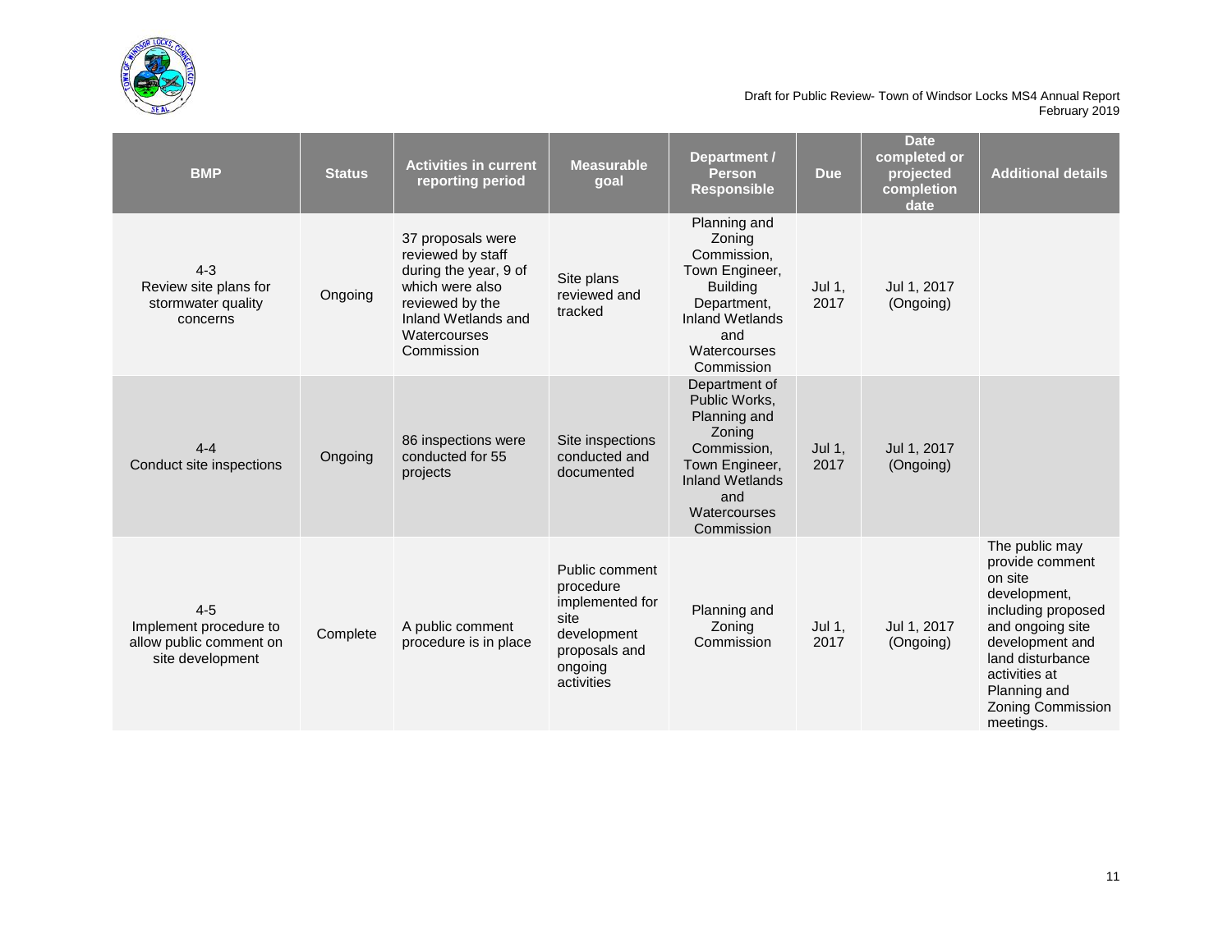| BMP | Status | Activities in current reporting period | Measurable goal | Department / Person Responsible | Due | Date completed or projected completion date | Additional details |
|---|---|---|---|---|---|---|---|
| 4-3 Review site plans for stormwater quality concerns | Ongoing | 37 proposals were reviewed by staff during the year, 9 of which were also reviewed by the Inland Wetlands and Watercourses Commission | Site plans reviewed and tracked | Planning and Zoning Commission, Town Engineer, Building Department, Inland Wetlands and Watercourses Commission | Jul 1, 2017 | Jul 1, 2017 (Ongoing) | |
| 4-4 Conduct site inspections | Ongoing | 86 inspections were conducted for 55 projects | Site inspections conducted and documented | Department of Public Works, Planning and Zoning Commission, Town Engineer, Inland Wetlands and Watercourses Commission | Jul 1, 2017 | Jul 1, 2017 (Ongoing) | |
| 4-5 Implement procedure to allow public comment on site development | Complete | A public comment procedure is in place | Public comment procedure implemented for site development proposals and ongoing activities | Planning and Zoning Commission | Jul 1, 2017 | Jul 1, 2017 (Ongoing) | The public may provide comment on site development, including proposed and ongoing site development and land disturbance activities at Planning and Zoning Commission meetings. |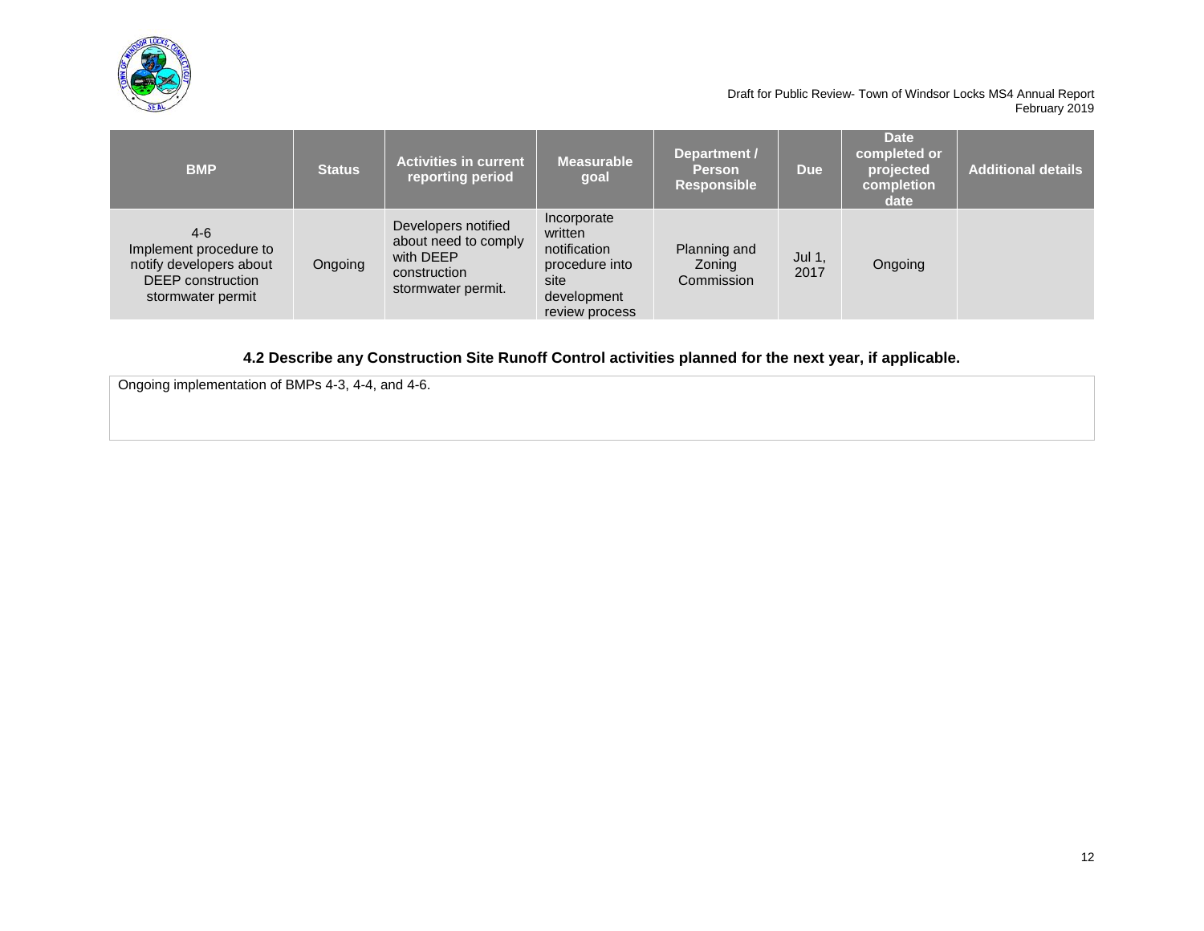| BMP | Status | Activities in current reporting period | Measurable goal | Department / Person Responsible | Due | Date completed or projected completion date | Additional details |
|---|---|---|---|---|---|---|---|
| 4-6 Implement procedure to notify developers about DEEP construction stormwater permit | Ongoing | Developers notified about need to comply with DEEP construction stormwater permit. | Incorporate written notification procedure into site development review process | Planning and Zoning Commission | Jul 1, 2017 | Ongoing | |

### 4.2 Describe any Construction Site Runoff Control activities planned for the next year, if applicable.

Ongoing implementation of BMPs 4-3, 4-4, and 4-6.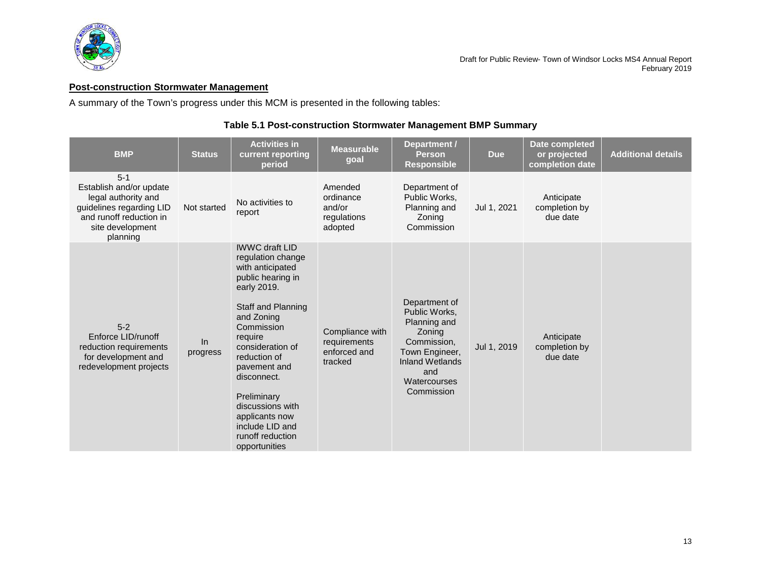## Post-construction Stormwater Management

A summary of the Town's progress under this MCM is presented in the following tables:

### Table 5.1 Post-construction Stormwater Management BMP Summary

| BMP | Status | Activities in current reporting period | Measurable goal | Department / Person Responsible | Due | Date completed or projected completion date | Additional details |
|---|---|---|---|---|---|---|---|
| 5-1 Establish and/or update legal authority and guidelines regarding LID and runoff reduction in site development planning | Not started | No activities to report | Amended ordinance and/or regulations adopted | Department of Public Works, Planning and Zoning Commission | Jul 1, 2021 | Anticipate completion by due date | |
| 5-2 Enforce LID/runoff reduction requirements for development and redevelopment projects | In progress | IWWC draft LID regulation change with anticipated public hearing in early 2019.<br><br>Staff and Planning and Zoning Commission require consideration of reduction of pavement and disconnect.<br><br>Preliminary discussions with applicants now include LID and runoff reduction opportunities | Compliance with requirements enforced and tracked | Department of Public Works, Planning and Zoning Commission, Town Engineer, Inland Wetlands and Watercourses Commission | Jul 1, 2019 | Anticipate completion by due date | |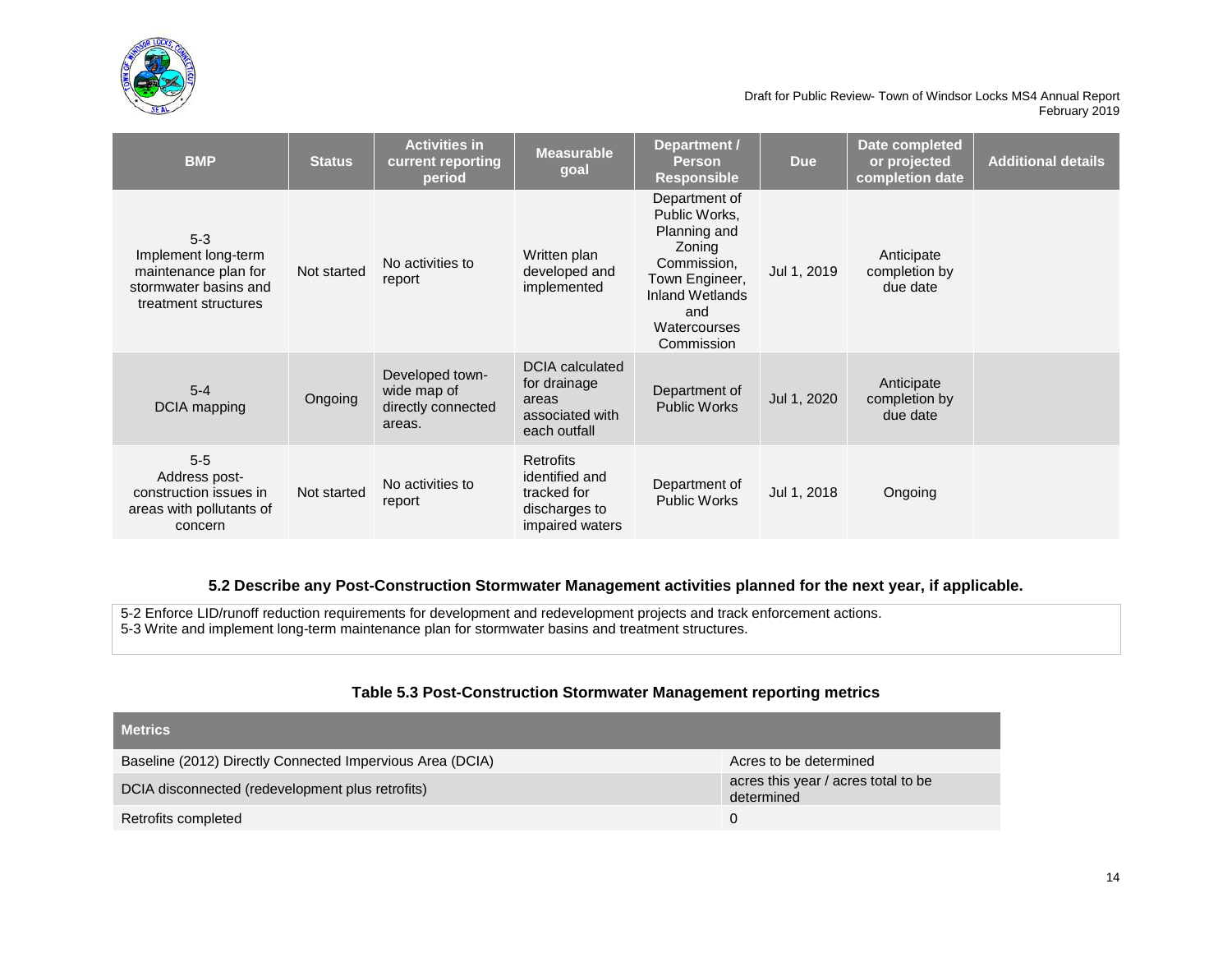| BMP | Status | Activities in current reporting period | Measurable goal | Department / Person Responsible | Due | Date completed or projected completion date | Additional details |
|---|---|---|---|---|---|---|---|
| 5-3 Implement long-term maintenance plan for stormwater basins and treatment structures | Not started | No activities to report | Written plan developed and implemented | Department of Public Works, Planning and Zoning Commission, Town Engineer, Inland Wetlands and Watercourses Commission | Jul 1, 2019 | Anticipate completion by due date | |
| 5-4 DCIA mapping | Ongoing | Developed town-wide map of directly connected areas. | DCIA calculated for drainage areas associated with each outfall | Department of Public Works | Jul 1, 2020 | Anticipate completion by due date | |
| 5-5 Address post-construction issues in areas with pollutants of concern | Not started | No activities to report | Retrofits identified and tracked for discharges to impaired waters | Department of Public Works | Jul 1, 2018 | Ongoing | |

### 5.2 Describe any Post-Construction Stormwater Management activities planned for the next year, if applicable.

5-2 Enforce LID/runoff reduction requirements for development and redevelopment projects and track enforcement actions.
5-3 Write and implement long-term maintenance plan for stormwater basins and treatment structures.

### Table 5.3 Post-Construction Stormwater Management reporting metrics

| Metrics | |
|---|---|
| Baseline (2012) Directly Connected Impervious Area (DCIA) | Acres to be determined |
| DCIA disconnected (redevelopment plus retrofits) | acres this year / acres total to be determined |
| Retrofits completed | 0 |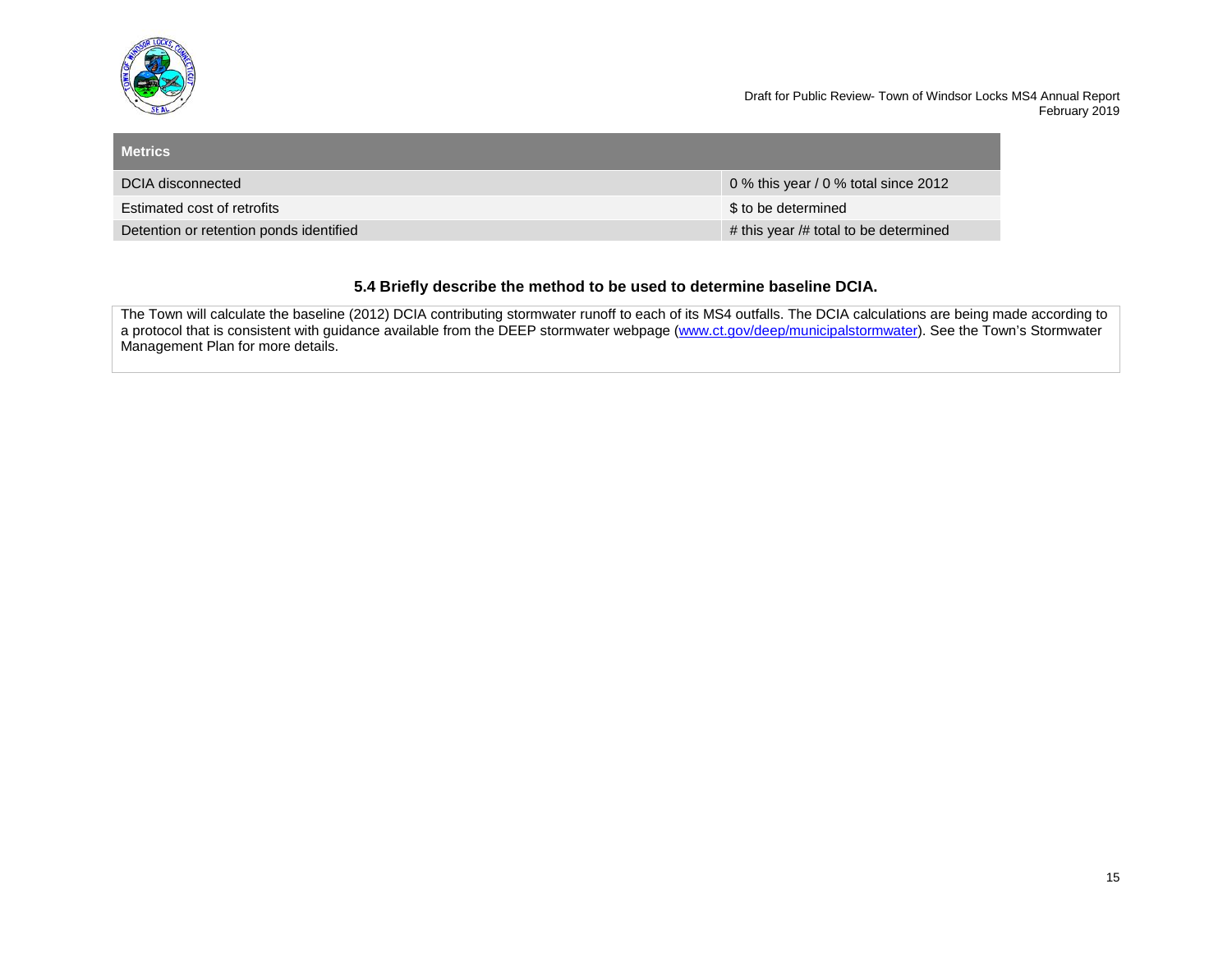| Metrics | |
|---|---|
| DCIA disconnected | 0 % this year / 0 % total since 2012 |
| Estimated cost of retrofits | $ to be determined |
| Detention or retention ponds identified | # this year /# total to be determined |

### 5.4 Briefly describe the method to be used to determine baseline DCIA.

The Town will calculate the baseline (2012) DCIA contributing stormwater runoff to each of its MS4 outfalls. The DCIA calculations are being made according to a protocol that is consistent with guidance available from the DEEP stormwater webpage ([www.ct.gov/deep/municipalstormwater](http://www.ct.gov/deep/municipalstormwater)). See the Town's Stormwater Management Plan for more details.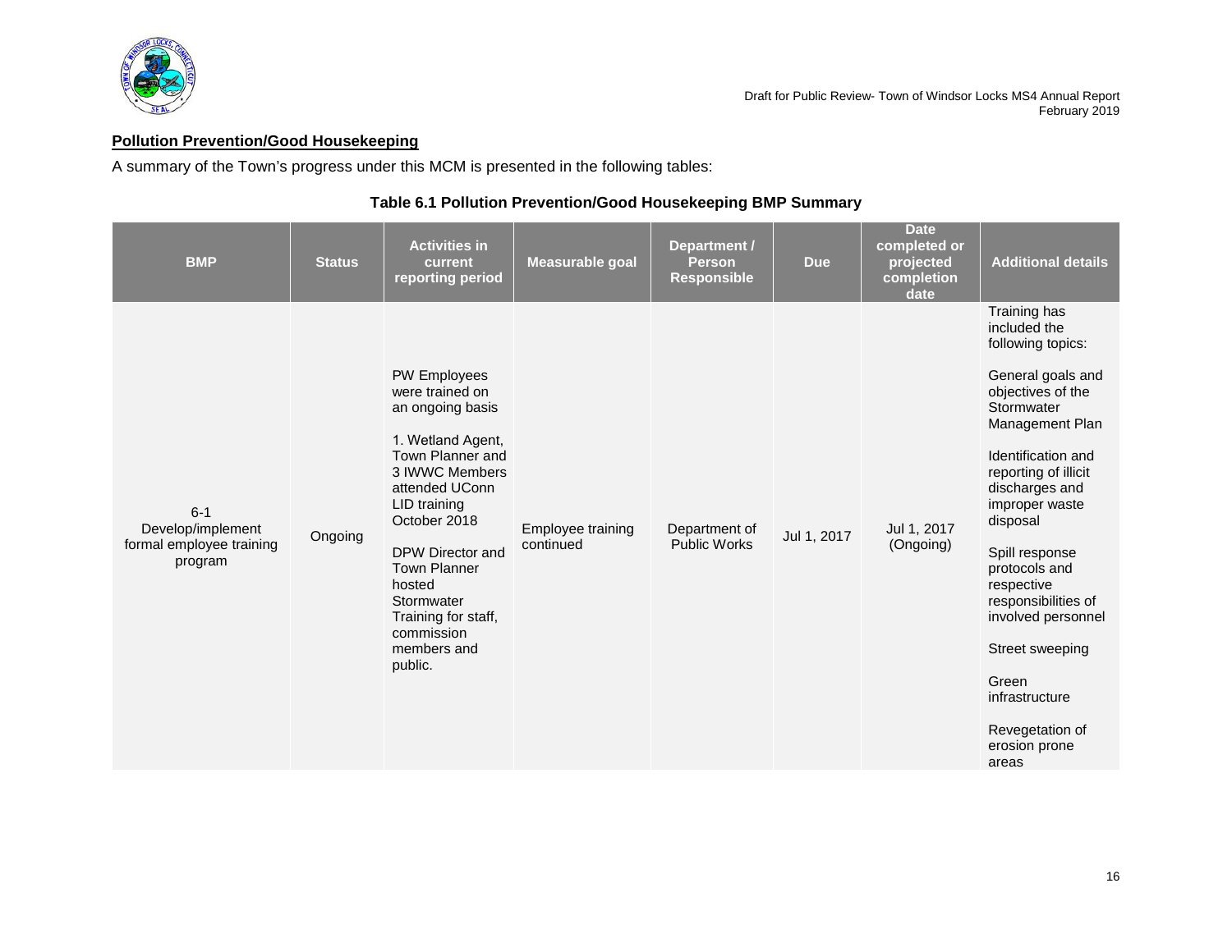## Pollution Prevention/Good Housekeeping

A summary of the Town's progress under this MCM is presented in the following tables:

### Table 6.1 Pollution Prevention/Good Housekeeping BMP Summary

| BMP | Status | Activities in current reporting period | Measurable goal | Department / Person Responsible | Due | Date completed or projected completion date | Additional details |
|---|---|---|---|---|---|---|---|
| 6-1 Develop/implement formal employee training program | Ongoing | PW Employees were trained on an ongoing basis<br><br>1. Wetland Agent, Town Planner and 3 IWWC Members attended UConn LID training October 2018<br><br>DPW Director and Town Planner hosted Stormwater Training for staff, commission members and public. | Employee training continued | Department of Public Works | Jul 1, 2017 | Jul 1, 2017 (Ongoing) | Training has included the following topics:<br><br>General goals and objectives of the Stormwater Management Plan<br><br>Identification and reporting of illicit discharges and improper waste disposal<br><br>Spill response protocols and respective responsibilities of involved personnel<br><br>Street sweeping<br><br>Green infrastructure<br><br>Revegetation of erosion prone areas |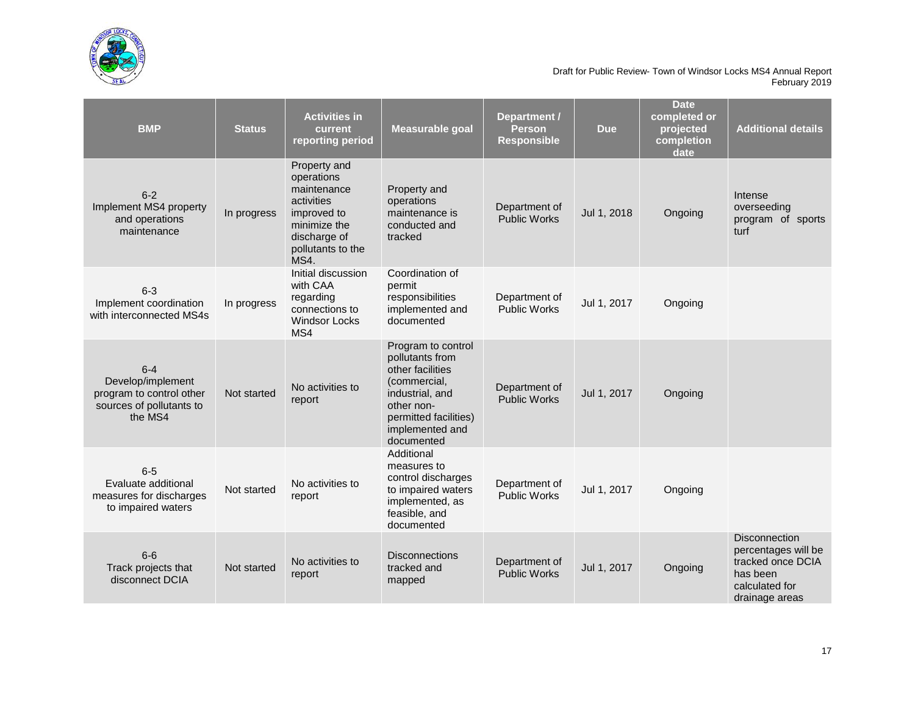| BMP | Status | Activities in current reporting period | Measurable goal | Department / Person Responsible | Due | Date completed or projected completion date | Additional details |
|---|---|---|---|---|---|---|---|
| 6-2 Implement MS4 property and operations maintenance | In progress | Property and operations maintenance activities improved to minimize the discharge of pollutants to the MS4. | Property and operations maintenance is conducted and tracked | Department of Public Works | Jul 1, 2018 | Ongoing | Intense overseeding program of sports turf |
| 6-3 Implement coordination with interconnected MS4s | In progress | Initial discussion with CAA regarding connections to Windsor Locks MS4 | Coordination of permit responsibilities implemented and documented | Department of Public Works | Jul 1, 2017 | Ongoing | |
| 6-4 Develop/implement program to control other sources of pollutants to the MS4 | Not started | No activities to report | Program to control pollutants from other facilities (commercial, industrial, and other non-permitted facilities) implemented and documented | Department of Public Works | Jul 1, 2017 | Ongoing | |
| 6-5 Evaluate additional measures for discharges to impaired waters | Not started | No activities to report | Additional measures to control discharges to impaired waters implemented, as feasible, and documented | Department of Public Works | Jul 1, 2017 | Ongoing | |
| 6-6 Track projects that disconnect DCIA | Not started | No activities to report | Disconnections tracked and mapped | Department of Public Works | Jul 1, 2017 | Ongoing | Disconnection percentages will be tracked once DCIA has been calculated for drainage areas |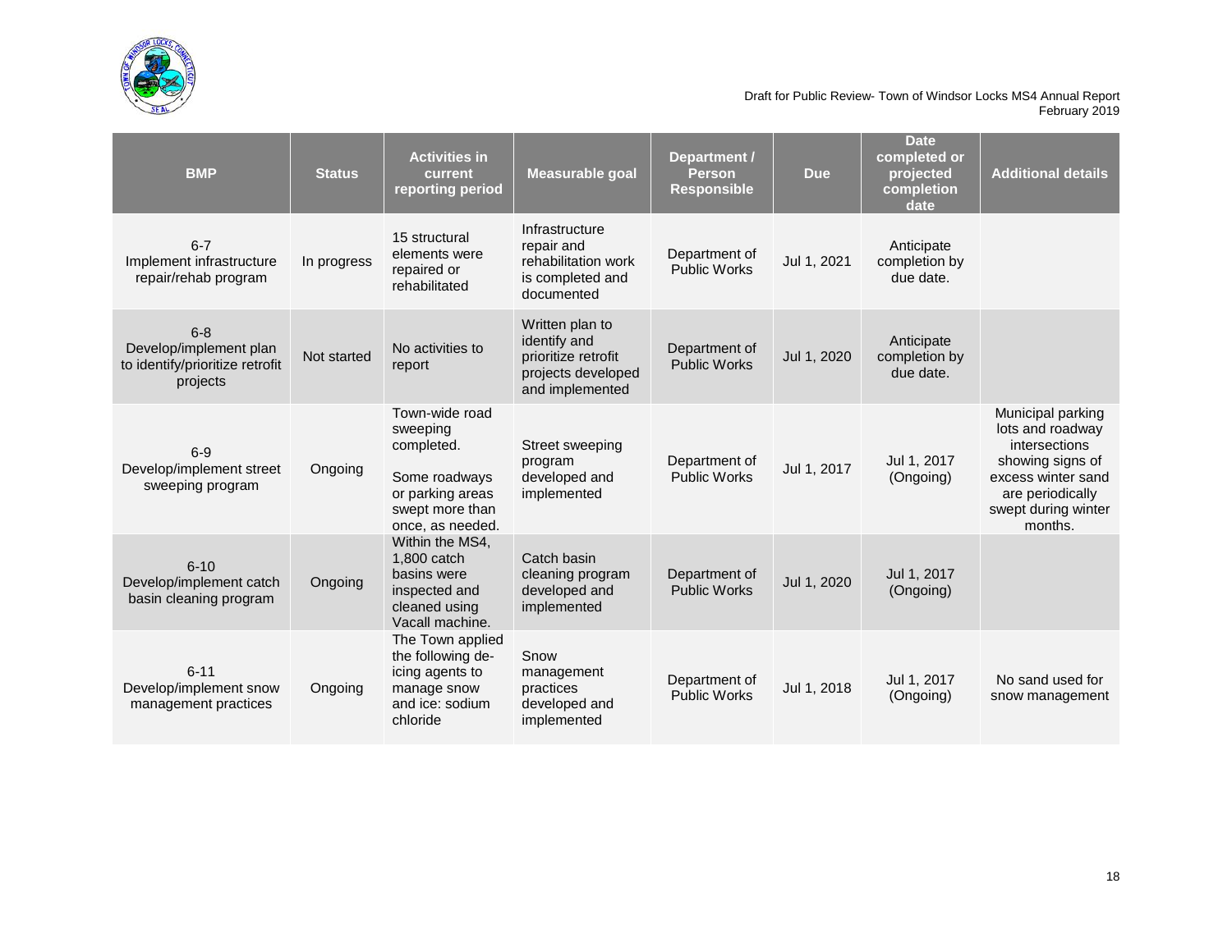| BMP | Status | Activities in current reporting period | Measurable goal | Department / Person Responsible | Due | Date completed or projected completion date | Additional details |
|---|---|---|---|---|---|---|---|
| 6-7 Implement infrastructure repair/rehab program | In progress | 15 structural elements were repaired or rehabilitated | Infrastructure repair and rehabilitation work is completed and documented | Department of Public Works | Jul 1, 2021 | Anticipate completion by due date. | |
| 6-8 Develop/implement plan to identify/prioritize retrofit projects | Not started | No activities to report | Written plan to identify and prioritize retrofit projects developed and implemented | Department of Public Works | Jul 1, 2020 | Anticipate completion by due date. | |
| 6-9 Develop/implement street sweeping program | Ongoing | Town-wide road sweeping completed. Some roadways or parking areas swept more than once, as needed. | Street sweeping program developed and implemented | Department of Public Works | Jul 1, 2017 | Jul 1, 2017 (Ongoing) | Municipal parking lots and roadway intersections showing signs of excess winter sand are periodically swept during winter months. |
| 6-10 Develop/implement catch basin cleaning program | Ongoing | Within the MS4, 1,800 catch basins were inspected and cleaned using Vacall machine. | Catch basin cleaning program developed and implemented | Department of Public Works | Jul 1, 2020 | Jul 1, 2017 (Ongoing) | |
| 6-11 Develop/implement snow management practices | Ongoing | The Town applied the following de-icing agents to manage snow and ice: sodium chloride | Snow management practices developed and implemented | Department of Public Works | Jul 1, 2018 | Jul 1, 2017 (Ongoing) | No sand used for snow management |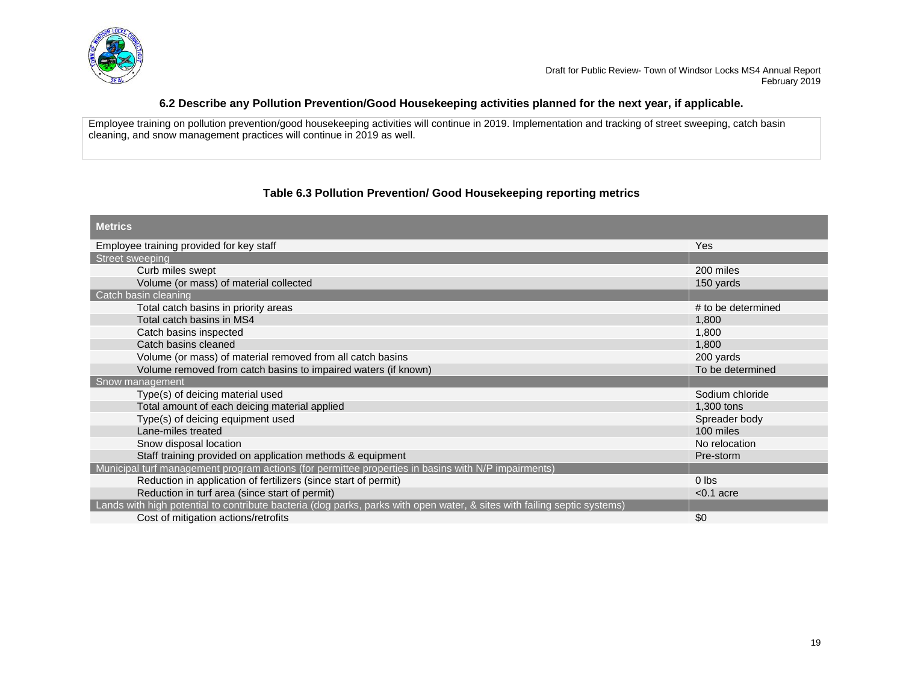### 6.2 Describe any Pollution Prevention/Good Housekeeping activities planned for the next year, if applicable.

Employee training on pollution prevention/good housekeeping activities will continue in 2019. Implementation and tracking of street sweeping, catch basin cleaning, and snow management practices will continue in 2019 as well.

### Table 6.3 Pollution Prevention/ Good Housekeeping reporting metrics

| Metrics | |
|---|---|
| Employee training provided for key staff | Yes |
| Street sweeping | |
| Curb miles swept | 200 miles |
| Volume (or mass) of material collected | 150 yards |
| Catch basin cleaning | |
| Total catch basins in priority areas | # to be determined |
| Total catch basins in MS4 | 1,800 |
| Catch basins inspected | 1,800 |
| Catch basins cleaned | 1,800 |
| Volume (or mass) of material removed from all catch basins | 200 yards |
| Volume removed from catch basins to impaired waters (if known) | To be determined |
| Snow management | |
| Type(s) of deicing material used | Sodium chloride |
| Total amount of each deicing material applied | 1,300 tons |
| Type(s) of deicing equipment used | Spreader body |
| Lane-miles treated | 100 miles |
| Snow disposal location | No relocation |
| Staff training provided on application methods & equipment | Pre-storm |
| Municipal turf management program actions (for permittee properties in basins with N/P impairments) | |
| Reduction in application of fertilizers (since start of permit) | 0 lbs |
| Reduction in turf area (since start of permit) | <0.1 acre |
| Lands with high potential to contribute bacteria (dog parks, parks with open water, & sites with failing septic systems) | |
| Cost of mitigation actions/retrofits | $0 |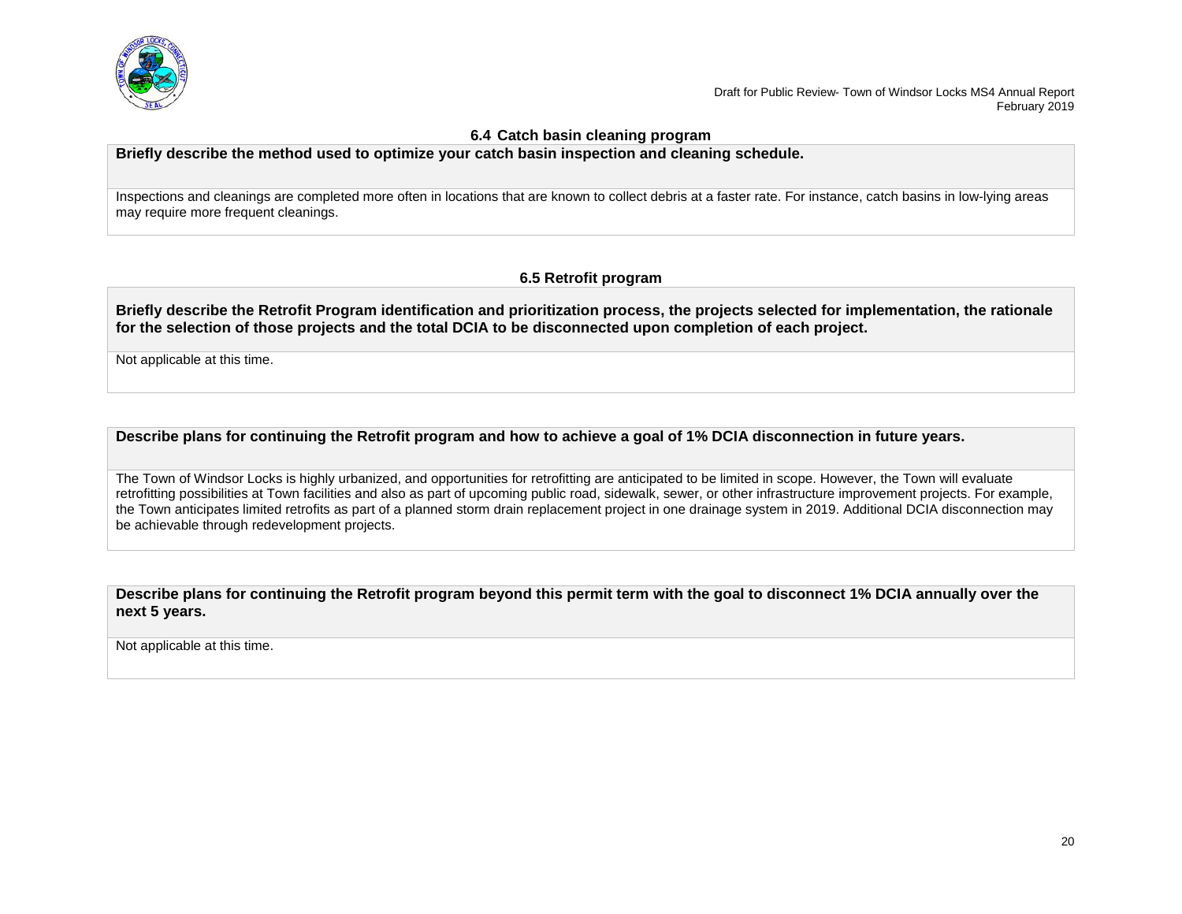### 6.4 Catch basin cleaning program

**Briefly describe the method used to optimize your catch basin inspection and cleaning schedule.**

Inspections and cleanings are completed more often in locations that are known to collect debris at a faster rate. For instance, catch basins in low-lying areas may require more frequent cleanings.

### 6.5 Retrofit program

**Briefly describe the Retrofit Program identification and prioritization process, the projects selected for implementation, the rationale for the selection of those projects and the total DCIA to be disconnected upon completion of each project.**

Not applicable at this time.

**Describe plans for continuing the Retrofit program and how to achieve a goal of 1% DCIA disconnection in future years.**

The Town of Windsor Locks is highly urbanized, and opportunities for retrofitting are anticipated to be limited in scope. However, the Town will evaluate retrofitting possibilities at Town facilities and also as part of upcoming public road, sidewalk, sewer, or other infrastructure improvement projects. For example, the Town anticipates limited retrofits as part of a planned storm drain replacement project in one drainage system in 2019. Additional DCIA disconnection may be achievable through redevelopment projects.

**Describe plans for continuing the Retrofit program beyond this permit term with the goal to disconnect 1% DCIA annually over the next 5 years.**

Not applicable at this time.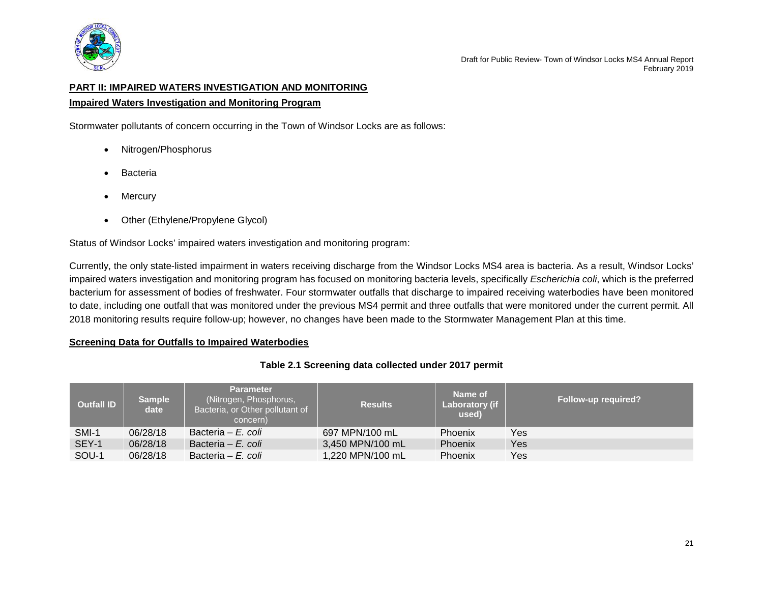## PART II: IMPAIRED WATERS INVESTIGATION AND MONITORING

### Impaired Waters Investigation and Monitoring Program

Stormwater pollutants of concern occurring in the Town of Windsor Locks are as follows:

- Nitrogen/Phosphorus
- Bacteria
- Mercury
- Other (Ethylene/Propylene Glycol)

Status of Windsor Locks' impaired waters investigation and monitoring program:

Currently, the only state-listed impairment in waters receiving discharge from the Windsor Locks MS4 area is bacteria. As a result, Windsor Locks' impaired waters investigation and monitoring program has focused on monitoring bacteria levels, specifically *Escherichia coli*, which is the preferred bacterium for assessment of bodies of freshwater. Four stormwater outfalls that discharge to impaired receiving waterbodies have been monitored to date, including one outfall that was monitored under the previous MS4 permit and three outfalls that were monitored under the current permit. All 2018 monitoring results require follow-up; however, no changes have been made to the Stormwater Management Plan at this time.

### Screening Data for Outfalls to Impaired Waterbodies

**Table 2.1 Screening data collected under 2017 permit**

| Outfall ID | Sample date | Parameter (Nitrogen, Phosphorus, Bacteria, or Other pollutant of concern) | Results | Name of Laboratory (if used) | Follow-up required? |
|---|---|---|---|---|---|
| SMI-1 | 06/28/18 | Bacteria – *E. coli* | 697 MPN/100 mL | Phoenix | Yes |
| SEY-1 | 06/28/18 | Bacteria – *E. coli* | 3,450 MPN/100 mL | Phoenix | Yes |
| SOU-1 | 06/28/18 | Bacteria – *E. coli* | 1,220 MPN/100 mL | Phoenix | Yes |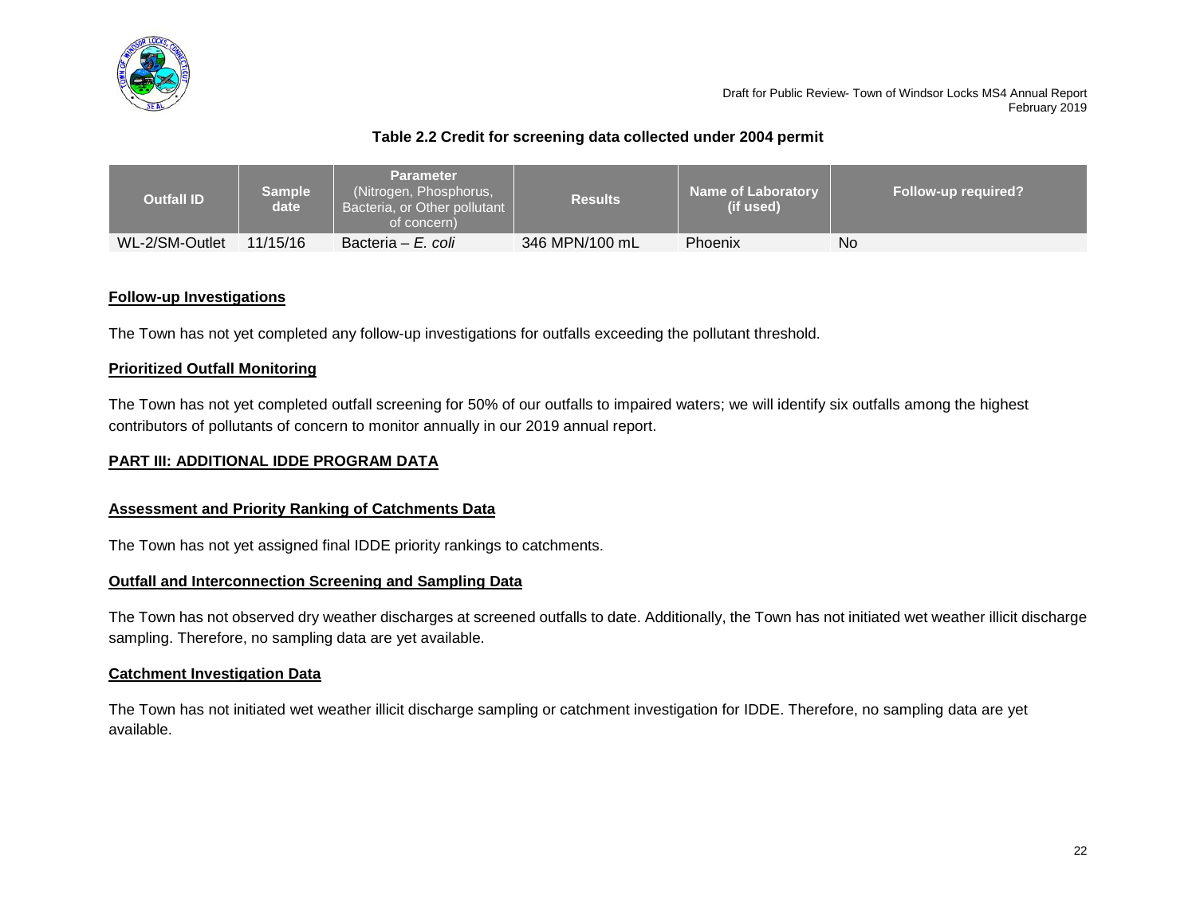**Table 2.2 Credit for screening data collected under 2004 permit**

| Outfall ID | Sample date | Parameter (Nitrogen, Phosphorus, Bacteria, or Other pollutant of concern) | Results | Name of Laboratory (if used) | Follow-up required? |
|---|---|---|---|---|---|
| WL-2/SM-Outlet | 11/15/16 | Bacteria – *E. coli* | 346 MPN/100 mL | Phoenix | No |

**Follow-up Investigations**

The Town has not yet completed any follow-up investigations for outfalls exceeding the pollutant threshold.

**Prioritized Outfall Monitoring**

The Town has not yet completed outfall screening for 50% of our outfalls to impaired waters; we will identify six outfalls among the highest contributors of pollutants of concern to monitor annually in our 2019 annual report.

## PART III: ADDITIONAL IDDE PROGRAM DATA

**Assessment and Priority Ranking of Catchments Data**

The Town has not yet assigned final IDDE priority rankings to catchments.

**Outfall and Interconnection Screening and Sampling Data**

The Town has not observed dry weather discharges at screened outfalls to date. Additionally, the Town has not initiated wet weather illicit discharge sampling. Therefore, no sampling data are yet available.

**Catchment Investigation Data**

The Town has not initiated wet weather illicit discharge sampling or catchment investigation for IDDE. Therefore, no sampling data are yet available.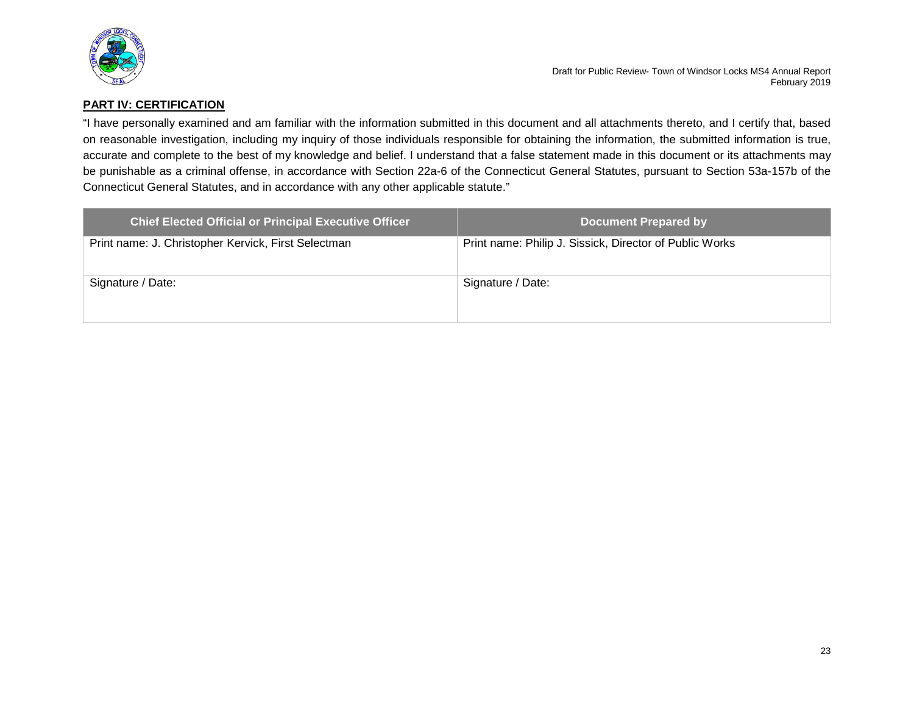**PART IV: CERTIFICATION**

"I have personally examined and am familiar with the information submitted in this document and all attachments thereto, and I certify that, based on reasonable investigation, including my inquiry of those individuals responsible for obtaining the information, the submitted information is true, accurate and complete to the best of my knowledge and belief. I understand that a false statement made in this document or its attachments may be punishable as a criminal offense, in accordance with Section 22a-6 of the Connecticut General Statutes, pursuant to Section 53a-157b of the Connecticut General Statutes, and in accordance with any other applicable statute."

| Chief Elected Official or Principal Executive Officer | Document Prepared by |
|---|---|
| Print name: J. Christopher Kervick, First Selectman | Print name: Philip J. Sissick, Director of Public Works |
| Signature / Date: | Signature / Date: |